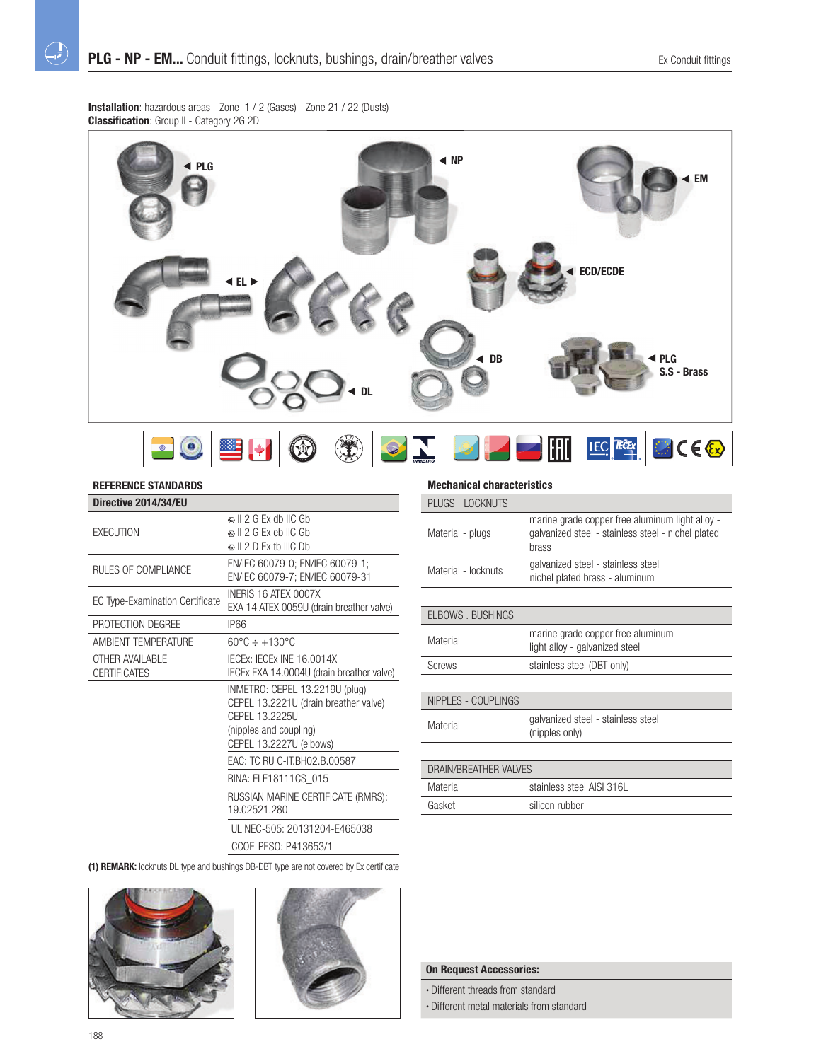# PLG - NP - EM... Conduit fittings, locknuts, bushings, drain/breather valves

Ex Conduit fittings

**Installation**: hazardous areas - Zone 1 / 2 (Gases) - Zone 21 / 22 (Dusts)
**Classification**: Group II - Category 2G 2D

PLG, NP, EM, EL, ECD/ECDE, DB, DL, PLG S.S - Brass

### REFERENCE STANDARDS

| Directive 2014/34/EU | |
|---|---|
| EXECUTION | II 2 G Ex db IIC Gb<br>II 2 G Ex eb IIC Gb<br>II 2 D Ex tb IIIC Db |
| RULES OF COMPLIANCE | EN/IEC 60079-0; EN/IEC 60079-1;<br>EN/IEC 60079-7; EN/IEC 60079-31 |
| EC Type-Examination Certificate | INERIS 16 ATEX 0007X<br>EXA 14 ATEX 0059U (drain breather valve) |
| PROTECTION DEGREE | IP66 |
| AMBIENT TEMPERATURE | 60°C ÷ +130°C |
| OTHER AVAILABLE CERTIFICATES | IECEx: IECEx INE 16.0014X<br>IECEx EXA 14.0004U (drain breather valve) |
| | INMETRO: CEPEL 13.2219U (plug)<br>CEPEL 13.2221U (drain breather valve)<br>CEPEL 13.2225U<br>(nipples and coupling)<br>CEPEL 13.2227U (elbows) |
| | EAC: TC RU C-IT.BH02.B.00587 |
| | RINA: ELE18111CS_015 |
| | RUSSIAN MARINE CERTIFICATE (RMRS): 19.02521.280 |
| | UL NEC-505: 20131204-E465038 |
| | CCOE-PESO: P413653/1 |

**(1) REMARK:** locknuts DL type and bushings DB-DBT type are not covered by Ex certificate

### Mechanical characteristics

| PLUGS - LOCKNUTS | |
|---|---|
| Material - plugs | marine grade copper free aluminum light alloy - galvanized steel - stainless steel - nichel plated brass |
| Material - locknuts | galvanized steel - stainless steel<br>nichel plated brass - aluminum |

| ELBOWS . BUSHINGS | |
|---|---|
| Material | marine grade copper free aluminum<br>light alloy - galvanized steel |
| Screws | stainless steel (DBT only) |

| NIPPLES - COUPLINGS | |
|---|---|
| Material | galvanized steel - stainless steel<br>(nipples only) |

| DRAIN/BREATHER VALVES | |
|---|---|
| Material | stainless steel AISI 316L |
| Gasket | silicon rubber |

**On Request Accessories:**

- Different threads from standard
- Different metal materials from standard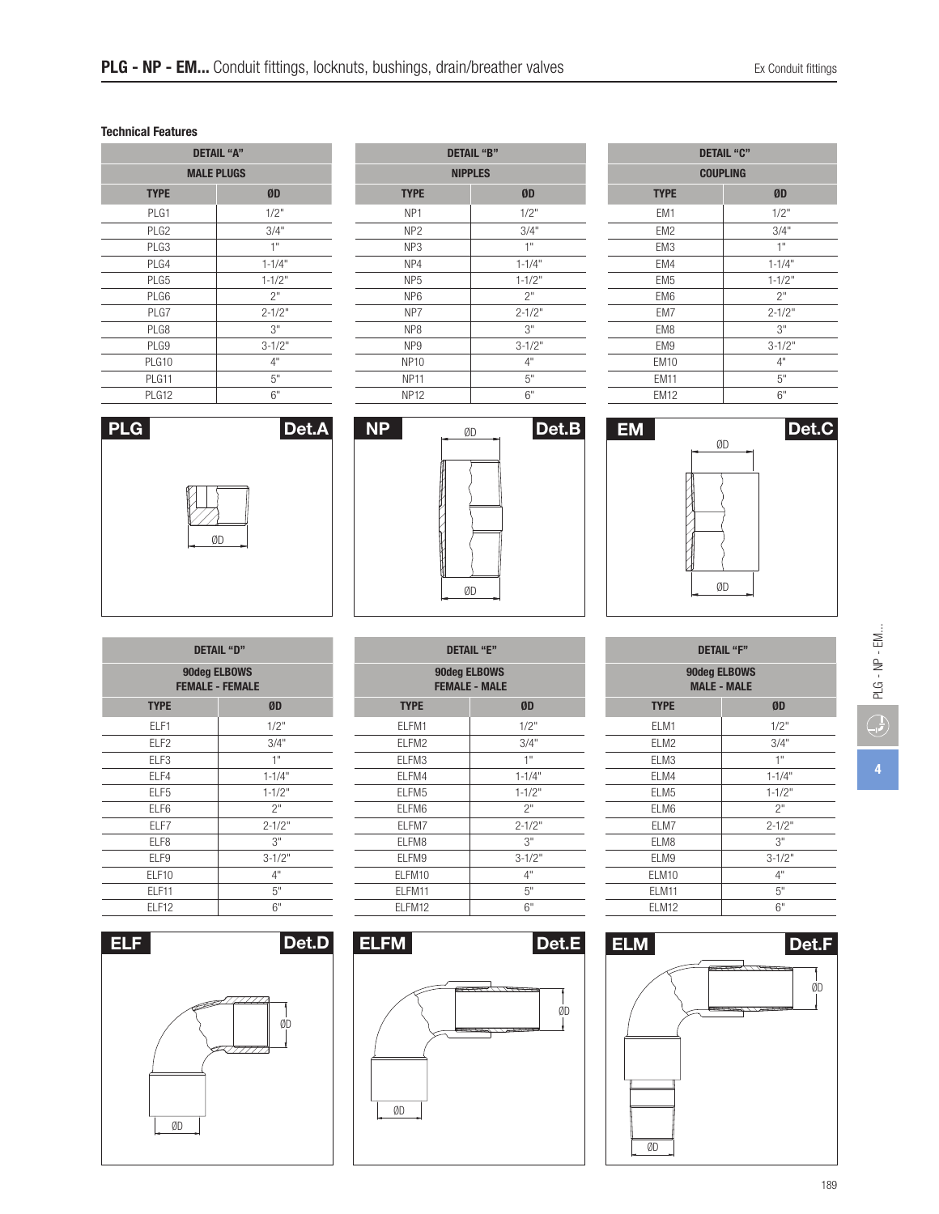# PLG - NP - EM... Conduit fittings, locknuts, bushings, drain/breather valves

### Technical Features

| DETAIL "A" | |
|---|---|
| MALE PLUGS | |
| TYPE | ØD |
| PLG1 | 1/2" |
| PLG2 | 3/4" |
| PLG3 | 1" |
| PLG4 | 1-1/4" |
| PLG5 | 1-1/2" |
| PLG6 | 2" |
| PLG7 | 2-1/2" |
| PLG8 | 3" |
| PLG9 | 3-1/2" |
| PLG10 | 4" |
| PLG11 | 5" |
| PLG12 | 6" |

| DETAIL "B" | |
|---|---|
| NIPPLES | |
| TYPE | ØD |
| NP1 | 1/2" |
| NP2 | 3/4" |
| NP3 | 1" |
| NP4 | 1-1/4" |
| NP5 | 1-1/2" |
| NP6 | 2" |
| NP7 | 2-1/2" |
| NP8 | 3" |
| NP9 | 3-1/2" |
| NP10 | 4" |
| NP11 | 5" |
| NP12 | 6" |

| DETAIL "C" | |
|---|---|
| COUPLING | |
| TYPE | ØD |
| EM1 | 1/2" |
| EM2 | 3/4" |
| EM3 | 1" |
| EM4 | 1-1/4" |
| EM5 | 1-1/2" |
| EM6 | 2" |
| EM7 | 2-1/2" |
| EM8 | 3" |
| EM9 | 3-1/2" |
| EM10 | 4" |
| EM11 | 5" |
| EM12 | 6" |

PLG Det.A ØD

NP Det.B ØD ØD

EM Det.C ØD ØD

| DETAIL "D" | |
|---|---|
| 90deg ELBOWS FEMALE - FEMALE | |
| TYPE | ØD |
| ELF1 | 1/2" |
| ELF2 | 3/4" |
| ELF3 | 1" |
| ELF4 | 1-1/4" |
| ELF5 | 1-1/2" |
| ELF6 | 2" |
| ELF7 | 2-1/2" |
| ELF8 | 3" |
| ELF9 | 3-1/2" |
| ELF10 | 4" |
| ELF11 | 5" |
| ELF12 | 6" |

| DETAIL "E" | |
|---|---|
| 90deg ELBOWS FEMALE - MALE | |
| TYPE | ØD |
| ELFM1 | 1/2" |
| ELFM2 | 3/4" |
| ELFM3 | 1" |
| ELFM4 | 1-1/4" |
| ELFM5 | 1-1/2" |
| ELFM6 | 2" |
| ELFM7 | 2-1/2" |
| ELFM8 | 3" |
| ELFM9 | 3-1/2" |
| ELFM10 | 4" |
| ELFM11 | 5" |
| ELFM12 | 6" |

| DETAIL "F" | |
|---|---|
| 90deg ELBOWS MALE - MALE | |
| TYPE | ØD |
| ELM1 | 1/2" |
| ELM2 | 3/4" |
| ELM3 | 1" |
| ELM4 | 1-1/4" |
| ELM5 | 1-1/2" |
| ELM6 | 2" |
| ELM7 | 2-1/2" |
| ELM8 | 3" |
| ELM9 | 3-1/2" |
| ELM10 | 4" |
| ELM11 | 5" |
| ELM12 | 6" |

ELF Det.D ØD ØD

ELFM Det.E ØD ØD

ELM Det.F ØD ØD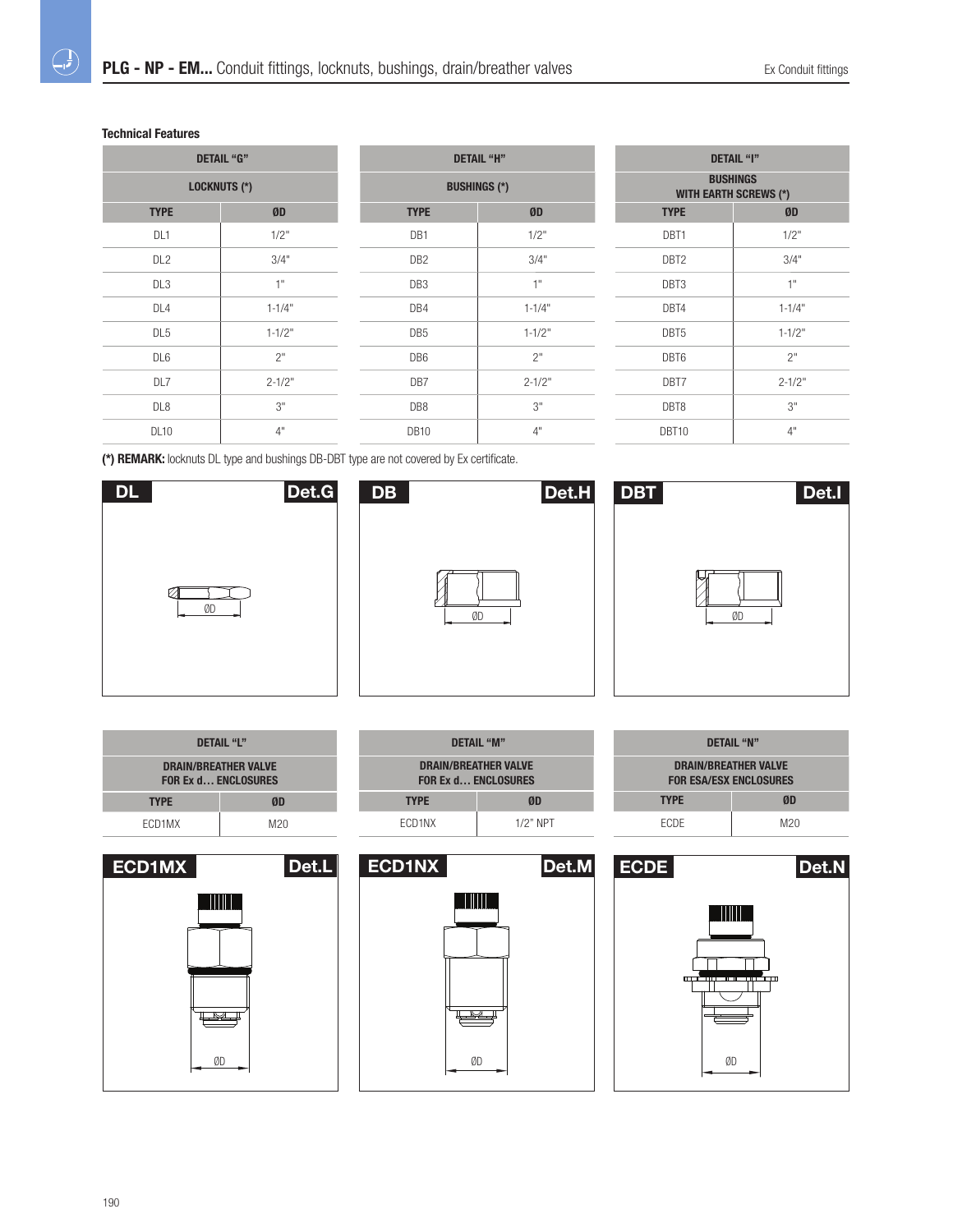## Technical Features

| DETAIL "G" | |
|---|---|
| LOCKNUTS (*) | |
| TYPE | ØD |
| DL1 | 1/2" |
| DL2 | 3/4" |
| DL3 | 1" |
| DL4 | 1-1/4" |
| DL5 | 1-1/2" |
| DL6 | 2" |
| DL7 | 2-1/2" |
| DL8 | 3" |
| DL10 | 4" |

| DETAIL "H" | |
|---|---|
| BUSHINGS (*) | |
| TYPE | ØD |
| DB1 | 1/2" |
| DB2 | 3/4" |
| DB3 | 1" |
| DB4 | 1-1/4" |
| DB5 | 1-1/2" |
| DB6 | 2" |
| DB7 | 2-1/2" |
| DB8 | 3" |
| DB10 | 4" |

| DETAIL "I" | |
|---|---|
| BUSHINGS WITH EARTH SCREWS (*) | |
| TYPE | ØD |
| DBT1 | 1/2" |
| DBT2 | 3/4" |
| DBT3 | 1" |
| DBT4 | 1-1/4" |
| DBT5 | 1-1/2" |
| DBT6 | 2" |
| DBT7 | 2-1/2" |
| DBT8 | 3" |
| DBT10 | 4" |

**(*) REMARK:** locknuts DL type and bushings DB-DBT type are not covered by Ex certificate.

**DL** Det.G

ØD

**DB** Det.H

ØD

**DBT** Det.I

ØD

| DETAIL "L" | |
|---|---|
| DRAIN/BREATHER VALVE FOR Ex d... ENCLOSURES | |
| TYPE | ØD |
| ECD1MX | M20 |

| DETAIL "M" | |
|---|---|
| DRAIN/BREATHER VALVE FOR Ex d... ENCLOSURES | |
| TYPE | ØD |
| ECD1NX | 1/2" NPT |

| DETAIL "N" | |
|---|---|
| DRAIN/BREATHER VALVE FOR ESA/ESX ENCLOSURES | |
| TYPE | ØD |
| ECDE | M20 |

**ECD1MX** Det.L

ØD

**ECD1NX** Det.M

ØD

**ECDE** Det.N

ØD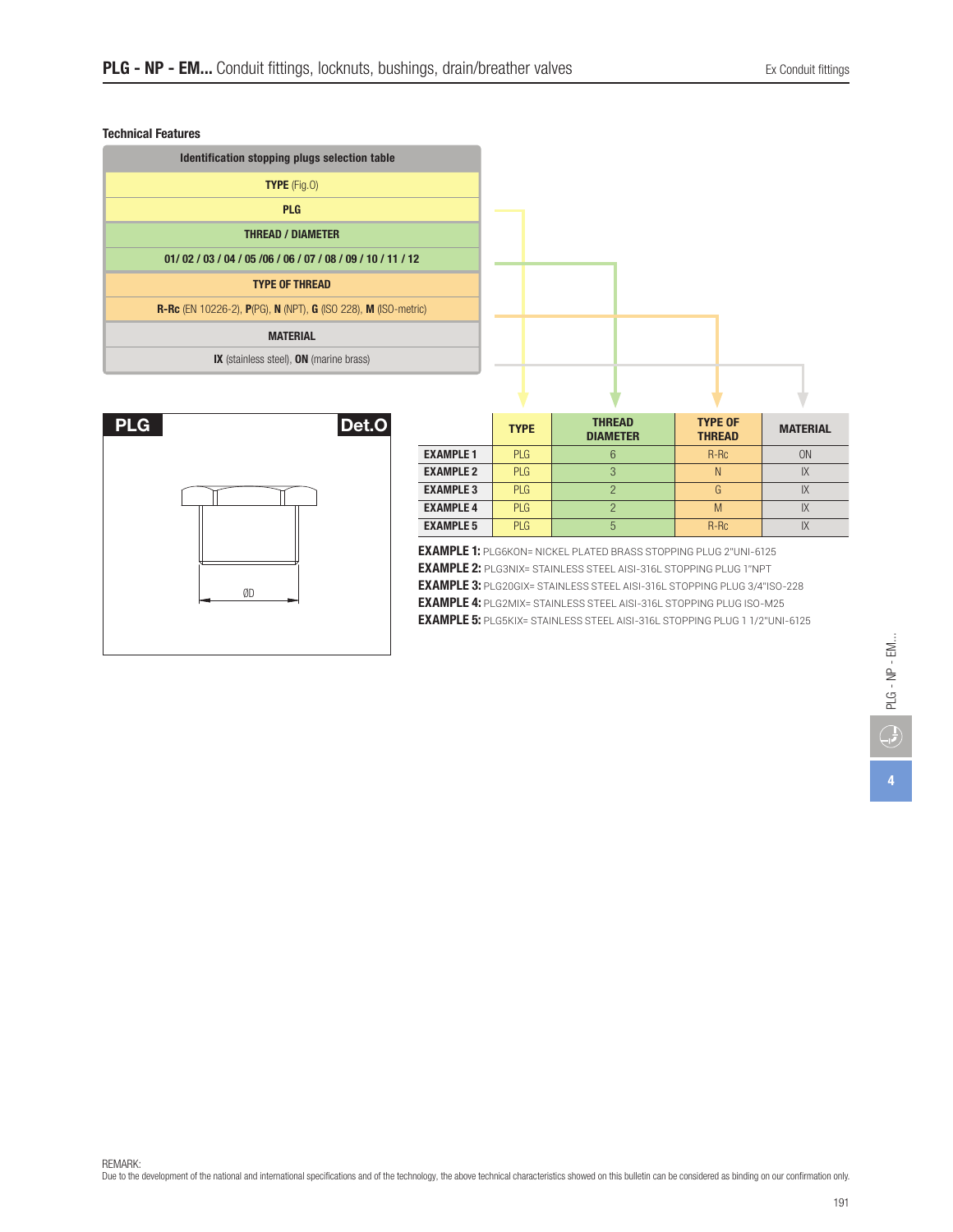## Technical Features

| Identification stopping plugs selection table |
|---|
| **TYPE** (Fig.O) |
| **PLG** |
| **THREAD / DIAMETER** |
| **01/ 02 / 03 / 04 / 05 /06 / 06 / 07 / 08 / 09 / 10 / 11 / 12** |
| **TYPE OF THREAD** |
| **R-Rc** (EN 10226-2), **P**(PG), **N** (NPT), **G** (ISO 228), **M** (ISO-metric) |
| **MATERIAL** |
| **IX** (stainless steel), **ON** (marine brass) |

**PLG** **Det.O**

ØD

| | TYPE | THREAD DIAMETER | TYPE OF THREAD | MATERIAL |
|---|---|---|---|---|
| **EXAMPLE 1** | PLG | 6 | R-Rc | ON |
| **EXAMPLE 2** | PLG | 3 | N | IX |
| **EXAMPLE 3** | PLG | 2 | G | IX |
| **EXAMPLE 4** | PLG | 2 | M | IX |
| **EXAMPLE 5** | PLG | 5 | R-Rc | IX |

**EXAMPLE 1:** PLG6KON= NICKEL PLATED BRASS STOPPING PLUG 2"UNI-6125
**EXAMPLE 2:** PLG3NIX= STAINLESS STEEL AISI-316L STOPPING PLUG 1"NPT
**EXAMPLE 3:** PLG20GIX= STAINLESS STEEL AISI-316L STOPPING PLUG 3/4"ISO-228
**EXAMPLE 4:** PLG2MIX= STAINLESS STEEL AISI-316L STOPPING PLUG ISO-M25
**EXAMPLE 5:** PLG5KIX= STAINLESS STEEL AISI-316L STOPPING PLUG 1 1/2"UNI-6125

REMARK:
Due to the development of the national and international specifications and of the technology, the above technical characteristics showed on this bulletin can be considered as binding on our confirmation only.